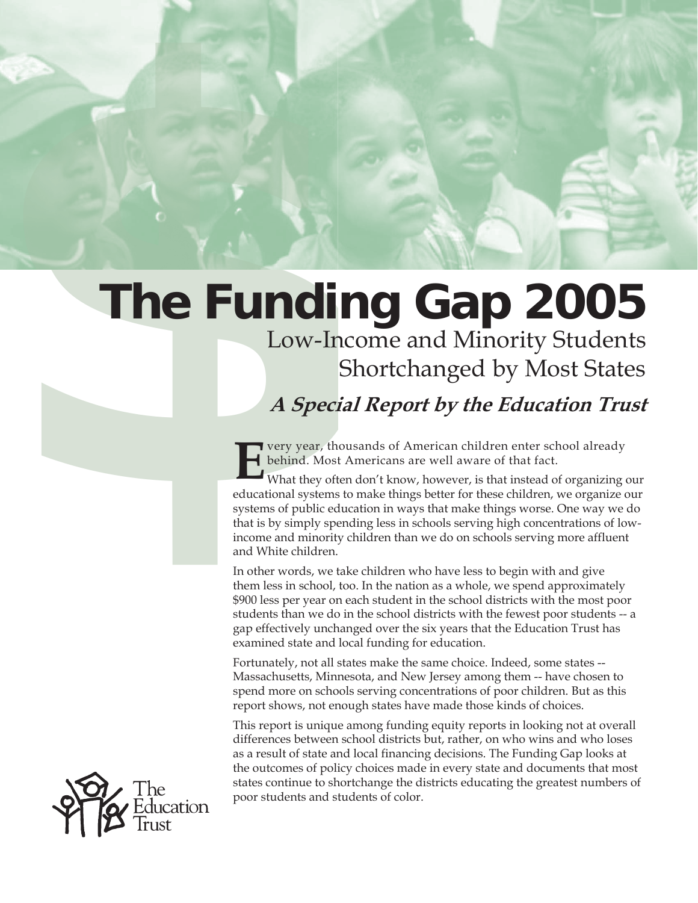# The Funding Gap 2005

## Low-Income and Minority Students Shortchanged by Most States

### *A Special Report by the Education Trust*

Every year, thousands of American children enter school already behind. Most Americans are well aware of that fact.

What they often don't know, however, is that instead of organizing our educational systems to make things better for these children, we organize our systems of public education in ways that make things worse. One way we do that is by simply spending less in schools serving high concentrations of low-income and minority children than we do on schools serving more affluent and White children.

In other words, we take children who have less to begin with and give them less in school, too. In the nation as a whole, we spend approximately $900 less per year on each student in the school districts with the most poor students than we do in the school districts with the fewest poor students -- a gap effectively unchanged over the six years that the Education Trust has examined state and local funding for education.

Fortunately, not all states make the same choice. Indeed, some states -- Massachusetts, Minnesota, and New Jersey among them -- have chosen to spend more on schools serving concentrations of poor children. But as this report shows, not enough states have made those kinds of choices.

This report is unique among funding equity reports in looking not at overall differences between school districts but, rather, on who wins and who loses as a result of state and local financing decisions. The Funding Gap looks at the outcomes of policy choices made in every state and documents that most states continue to shortchange the districts educating the greatest numbers of poor students and students of color.

The Education Trust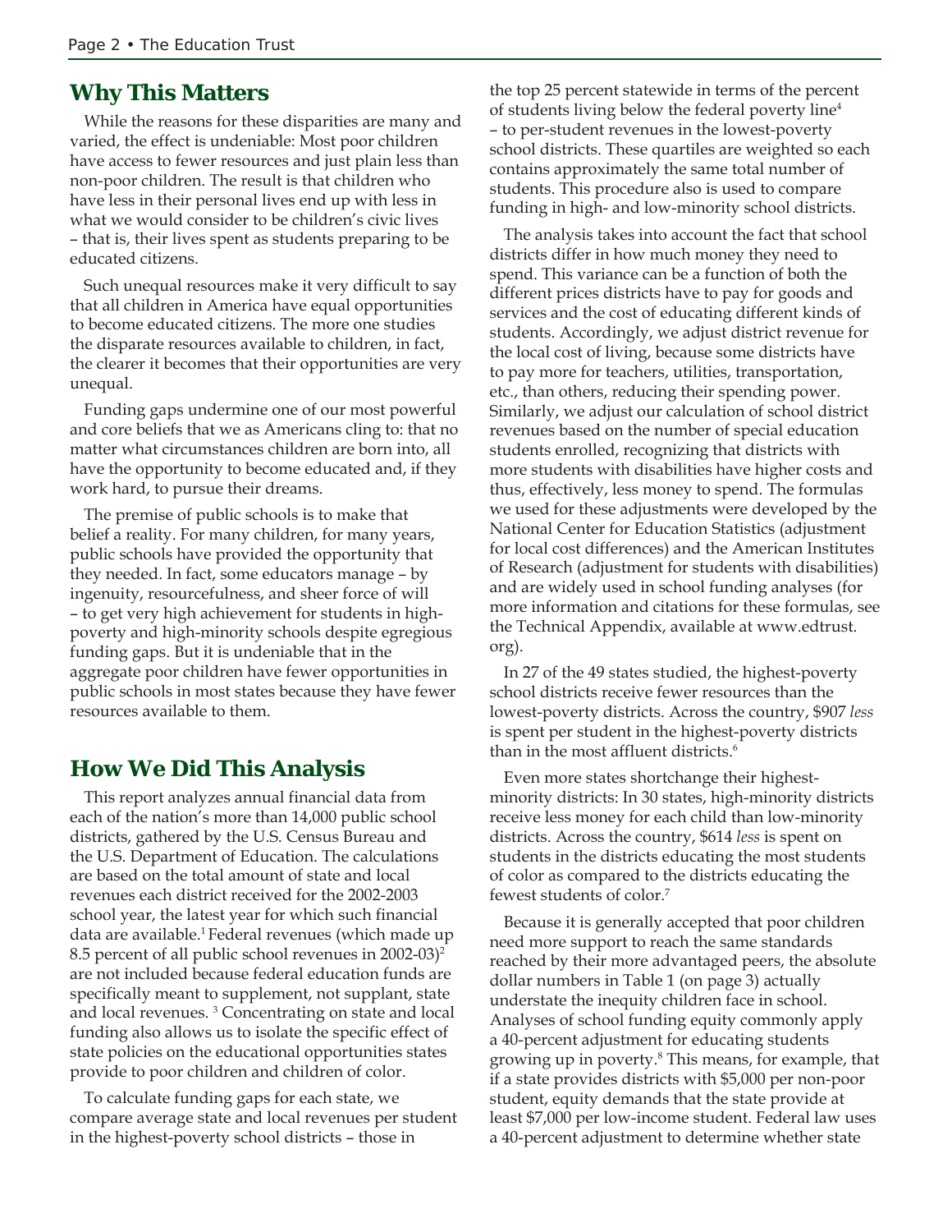## Why This Matters

While the reasons for these disparities are many and varied, the effect is undeniable: Most poor children have access to fewer resources and just plain less than non-poor children. The result is that children who have less in their personal lives end up with less in what we would consider to be children's civic lives – that is, their lives spent as students preparing to be educated citizens.

Such unequal resources make it very difficult to say that all children in America have equal opportunities to become educated citizens. The more one studies the disparate resources available to children, in fact, the clearer it becomes that their opportunities are very unequal.

Funding gaps undermine one of our most powerful and core beliefs that we as Americans cling to: that no matter what circumstances children are born into, all have the opportunity to become educated and, if they work hard, to pursue their dreams.

The premise of public schools is to make that belief a reality. For many children, for many years, public schools have provided the opportunity that they needed. In fact, some educators manage – by ingenuity, resourcefulness, and sheer force of will – to get very high achievement for students in high-poverty and high-minority schools despite egregious funding gaps. But it is undeniable that in the aggregate poor children have fewer opportunities in public schools in most states because they have fewer resources available to them.

## How We Did This Analysis

This report analyzes annual financial data from each of the nation's more than 14,000 public school districts, gathered by the U.S. Census Bureau and the U.S. Department of Education. The calculations are based on the total amount of state and local revenues each district received for the 2002-2003 school year, the latest year for which such financial data are available.[1] Federal revenues (which made up 8.5 percent of all public school revenues in 2002-03)[2] are not included because federal education funds are specifically meant to supplement, not supplant, state and local revenues.[3] Concentrating on state and local funding also allows us to isolate the specific effect of state policies on the educational opportunities states provide to poor children and children of color.

To calculate funding gaps for each state, we compare average state and local revenues per student in the highest-poverty school districts – those in the top 25 percent statewide in terms of the percent of students living below the federal poverty line[4] – to per-student revenues in the lowest-poverty school districts. These quartiles are weighted so each contains approximately the same total number of students. This procedure also is used to compare funding in high- and low-minority school districts.

The analysis takes into account the fact that school districts differ in how much money they need to spend. This variance can be a function of both the different prices districts have to pay for goods and services and the cost of educating different kinds of students. Accordingly, we adjust district revenue for the local cost of living, because some districts have to pay more for teachers, utilities, transportation, etc., than others, reducing their spending power. Similarly, we adjust our calculation of school district revenues based on the number of special education students enrolled, recognizing that districts with more students with disabilities have higher costs and thus, effectively, less money to spend. The formulas we used for these adjustments were developed by the National Center for Education Statistics (adjustment for local cost differences) and the American Institutes of Research (adjustment for students with disabilities) and are widely used in school funding analyses (for more information and citations for these formulas, see the Technical Appendix, available at www.edtrust.org).

In 27 of the 49 states studied, the highest-poverty school districts receive fewer resources than the lowest-poverty districts. Across the country, $907 *less* is spent per student in the highest-poverty districts than in the most affluent districts.[6]

Even more states shortchange their highest-minority districts: In 30 states, high-minority districts receive less money for each child than low-minority districts. Across the country, $614 *less* is spent on students in the districts educating the most students of color as compared to the districts educating the fewest students of color.[7]

Because it is generally accepted that poor children need more support to reach the same standards reached by their more advantaged peers, the absolute dollar numbers in Table 1 (on page 3) actually understate the inequity children face in school. Analyses of school funding equity commonly apply a 40-percent adjustment for educating students growing up in poverty.[8] This means, for example, that if a state provides districts with $5,000 per non-poor student, equity demands that the state provide at least $7,000 per low-income student. Federal law uses a 40-percent adjustment to determine whether state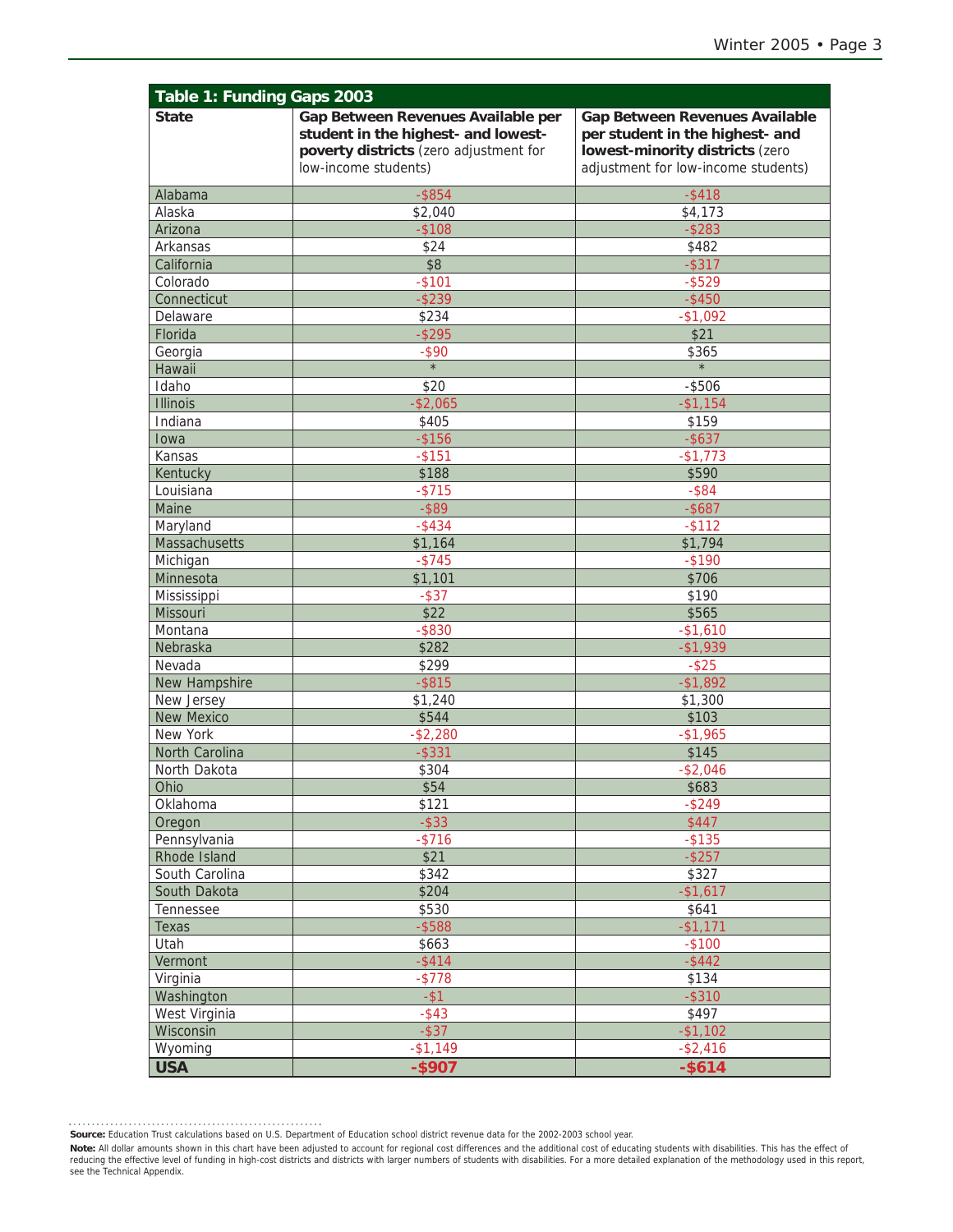**Table 1: Funding Gaps 2003**

| State | **Gap Between Revenues Available per student in the highest- and lowest-poverty districts** (zero adjustment for low-income students) | **Gap Between Revenues Available per student in the highest- and lowest-minority districts** (zero adjustment for low-income students) |
|---|---|---|
| Alabama | -$854 | -$418 |
| Alaska | $2,040 | $4,173 |
| Arizona | -$108 | -$283 |
| Arkansas | $24 | $482 |
| California | $8 | -$317 |
| Colorado | -$101 | -$529 |
| Connecticut | -$239 | -$450 |
| Delaware | $234 | -$1,092 |
| Florida | -$295 | $21 |
| Georgia | -$90 | $365 |
| Hawaii | * | * |
| Idaho | $20 | -$506 |
| Illinois | -$2,065 | -$1,154 |
| Indiana | $405 | $159 |
| Iowa | -$156 | -$637 |
| Kansas | -$151 | -$1,773 |
| Kentucky | $188 | $590 |
| Louisiana | -$715 | -$84 |
| Maine | -$89 | -$687 |
| Maryland | -$434 | -$112 |
| Massachusetts | $1,164 | $1,794 |
| Michigan | -$745 | -$190 |
| Minnesota | $1,101 | $706 |
| Mississippi | -$37 | $190 |
| Missouri | $22 | $565 |
| Montana | -$830 | -$1,610 |
| Nebraska | $282 | -$1,939 |
| Nevada | $299 | -$25 |
| New Hampshire | -$815 | -$1,892 |
| New Jersey | $1,240 | $1,300 |
| New Mexico | $544 | $103 |
| New York | -$2,280 | -$1,965 |
| North Carolina | -$331 | $145 |
| North Dakota | $304 | -$2,046 |
| Ohio | $54 | $683 |
| Oklahoma | $121 | -$249 |
| Oregon | -$33 | $447 |
| Pennsylvania | -$716 | -$135 |
| Rhode Island | $21 | -$257 |
| South Carolina | $342 | $327 |
| South Dakota | $204 | -$1,617 |
| Tennessee | $530 | $641 |
| Texas | -$588 | -$1,171 |
| Utah | $663 | -$100 |
| Vermont | -$414 | -$442 |
| Virginia | -$778 | $134 |
| Washington | -$1 | -$310 |
| West Virginia | -$43 | $497 |
| Wisconsin | -$37 | -$1,102 |
| Wyoming | -$1,149 | -$2,416 |
| **USA** | **-$907** | **-$614** |

**Source:** Education Trust calculations based on U.S. Department of Education school district revenue data for the 2002-2003 school year.

**Note:** All dollar amounts shown in this chart have been adjusted to account for regional cost differences and the additional cost of educating students with disabilities. This has the effect of reducing the effective level of funding in high-cost districts and districts with larger numbers of students with disabilities. For a more detailed explanation of the methodology used in this report, see the Technical Appendix.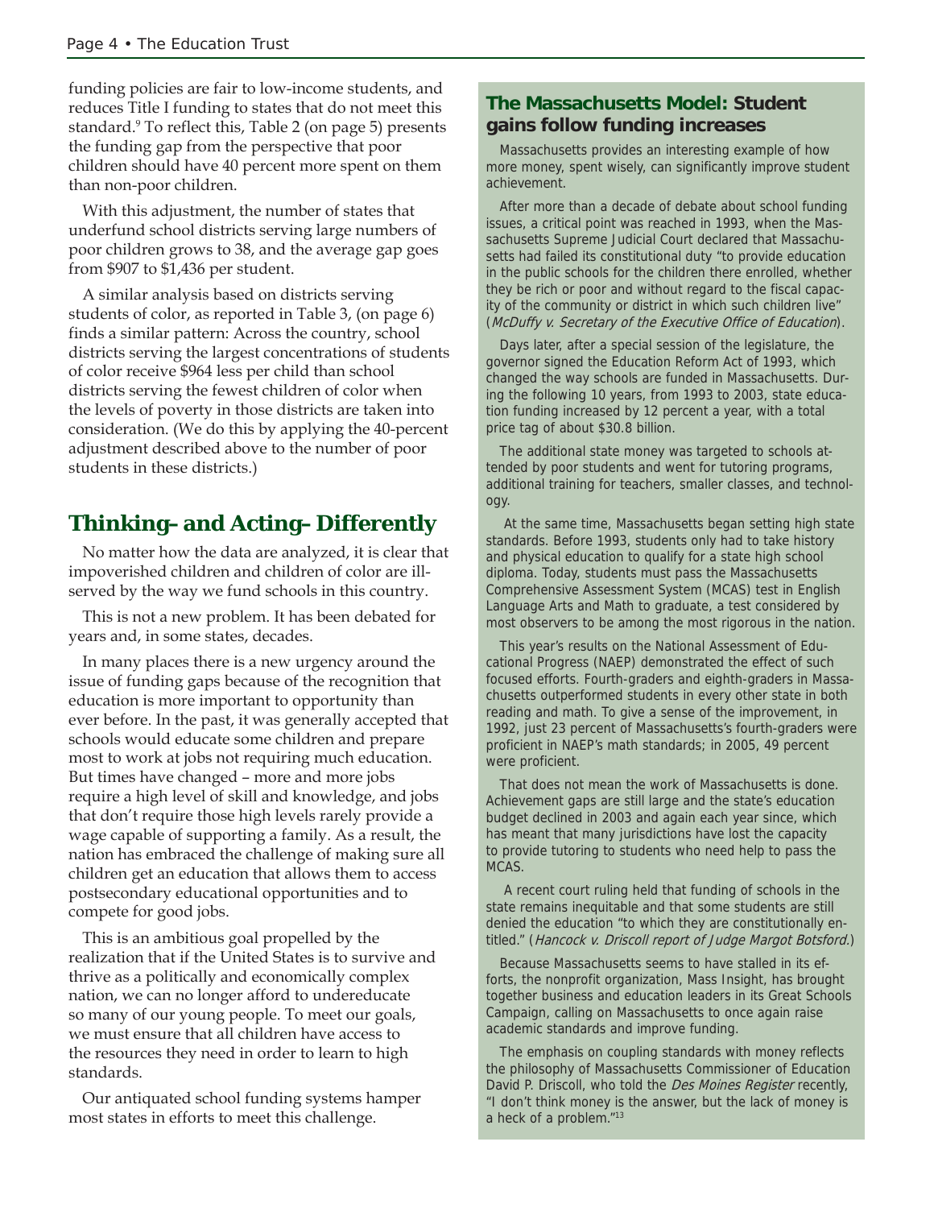funding policies are fair to low-income students, and reduces Title I funding to states that do not meet this standard.[9] To reflect this, Table 2 (on page 5) presents the funding gap from the perspective that poor children should have 40 percent more spent on them than non-poor children.

With this adjustment, the number of states that underfund school districts serving large numbers of poor children grows to 38, and the average gap goes from $907 to $1,436 per student.

A similar analysis based on districts serving students of color, as reported in Table 3, (on page 6) finds a similar pattern: Across the country, school districts serving the largest concentrations of students of color receive $964 less per child than school districts serving the fewest children of color when the levels of poverty in those districts are taken into consideration. (We do this by applying the 40-percent adjustment described above to the number of poor students in these districts.)

## Thinking– and Acting– Differently

No matter how the data are analyzed, it is clear that impoverished children and children of color are ill-served by the way we fund schools in this country.

This is not a new problem. It has been debated for years and, in some states, decades.

In many places there is a new urgency around the issue of funding gaps because of the recognition that education is more important to opportunity than ever before. In the past, it was generally accepted that schools would educate some children and prepare most to work at jobs not requiring much education. But times have changed – more and more jobs require a high level of skill and knowledge, and jobs that don't require those high levels rarely provide a wage capable of supporting a family. As a result, the nation has embraced the challenge of making sure all children get an education that allows them to access postsecondary educational opportunities and to compete for good jobs.

This is an ambitious goal propelled by the realization that if the United States is to survive and thrive as a politically and economically complex nation, we can no longer afford to undereducate so many of our young people. To meet our goals, we must ensure that all children have access to the resources they need in order to learn to high standards.

Our antiquated school funding systems hamper most states in efforts to meet this challenge.

### The Massachusetts Model: Student gains follow funding increases

Massachusetts provides an interesting example of how more money, spent wisely, can significantly improve student achievement.

After more than a decade of debate about school funding issues, a critical point was reached in 1993, when the Massachusetts Supreme Judicial Court declared that Massachusetts had failed its constitutional duty "to provide education in the public schools for the children there enrolled, whether they be rich or poor and without regard to the fiscal capacity of the community or district in which such children live" (*McDuffy v. Secretary of the Executive Office of Education*).

Days later, after a special session of the legislature, the governor signed the Education Reform Act of 1993, which changed the way schools are funded in Massachusetts. During the following 10 years, from 1993 to 2003, state education funding increased by 12 percent a year, with a total price tag of about $30.8 billion.

The additional state money was targeted to schools attended by poor students and went for tutoring programs, additional training for teachers, smaller classes, and technology.

At the same time, Massachusetts began setting high state standards. Before 1993, students only had to take history and physical education to qualify for a state high school diploma. Today, students must pass the Massachusetts Comprehensive Assessment System (MCAS) test in English Language Arts and Math to graduate, a test considered by most observers to be among the most rigorous in the nation.

This year's results on the National Assessment of Educational Progress (NAEP) demonstrated the effect of such focused efforts. Fourth-graders and eighth-graders in Massachusetts outperformed students in every other state in both reading and math. To give a sense of the improvement, in 1992, just 23 percent of Massachusetts's fourth-graders were proficient in NAEP's math standards; in 2005, 49 percent were proficient.

That does not mean the work of Massachusetts is done. Achievement gaps are still large and the state's education budget declined in 2003 and again each year since, which has meant that many jurisdictions have lost the capacity to provide tutoring to students who need help to pass the MCAS.

A recent court ruling held that funding of schools in the state remains inequitable and that some students are still denied the education "to which they are constitutionally entitled." (*Hancock v. Driscoll report of Judge Margot Botsford*.)

Because Massachusetts seems to have stalled in its efforts, the nonprofit organization, Mass Insight, has brought together business and education leaders in its Great Schools Campaign, calling on Massachusetts to once again raise academic standards and improve funding.

The emphasis on coupling standards with money reflects the philosophy of Massachusetts Commissioner of Education David P. Driscoll, who told the *Des Moines Register* recently, "I don't think money is the answer, but the lack of money is a heck of a problem."[13]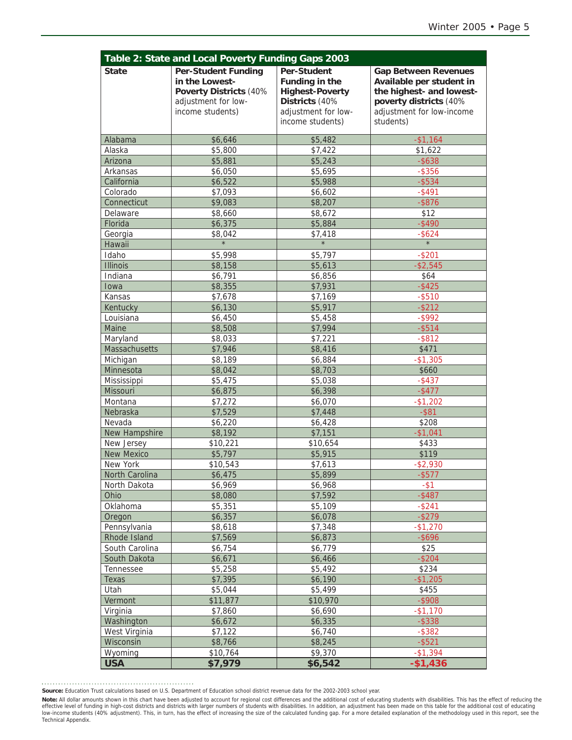| Table 2: State and Local Poverty Funding Gaps 2003 | | | |
|---|---|---|---|
| **State** | **Per-Student Funding in the Lowest-Poverty Districts** (40% adjustment for low-income students) | **Per-Student Funding in the Highest-Poverty Districts** (40% adjustment for low-income students) | **Gap Between Revenues Available per student in the highest- and lowest-poverty districts** (40% adjustment for low-income students) |
| Alabama | $6,646 | $5,482 | -$1,164 |
| Alaska | $5,800 | $7,422 | $1,622 |
| Arizona | $5,881 | $5,243 | -$638 |
| Arkansas | $6,050 | $5,695 | -$356 |
| California | $6,522 | $5,988 | -$534 |
| Colorado | $7,093 | $6,602 | -$491 |
| Connecticut | $9,083 | $8,207 | -$876 |
| Delaware | $8,660 | $8,672 | $12 |
| Florida | $6,375 | $5,884 | -$490 |
| Georgia | $8,042 | $7,418 | -$624 |
| Hawaii | * | * | * |
| Idaho | $5,998 | $5,797 | -$201 |
| Illinois | $8,158 | $5,613 | -$2,545 |
| Indiana | $6,791 | $6,856 | $64 |
| Iowa | $8,355 | $7,931 | -$425 |
| Kansas | $7,678 | $7,169 | -$510 |
| Kentucky | $6,130 | $5,917 | -$212 |
| Louisiana | $6,450 | $5,458 | -$992 |
| Maine | $8,508 | $7,994 | -$514 |
| Maryland | $8,033 | $7,221 | -$812 |
| Massachusetts | $7,946 | $8,416 | $471 |
| Michigan | $8,189 | $6,884 | -$1,305 |
| Minnesota | $8,042 | $8,703 | $660 |
| Mississippi | $5,475 | $5,038 | -$437 |
| Missouri | $6,875 | $6,398 | -$477 |
| Montana | $7,272 | $6,070 | -$1,202 |
| Nebraska | $7,529 | $7,448 | -$81 |
| Nevada | $6,220 | $6,428 | $208 |
| New Hampshire | $8,192 | $7,151 | -$1,041 |
| New Jersey | $10,221 | $10,654 | $433 |
| New Mexico | $5,797 | $5,915 | $119 |
| New York | $10,543 | $7,613 | -$2,930 |
| North Carolina | $6,475 | $5,899 | -$577 |
| North Dakota | $6,969 | $6,968 | -$1 |
| Ohio | $8,080 | $7,592 | -$487 |
| Oklahoma | $5,351 | $5,109 | -$241 |
| Oregon | $6,357 | $6,078 | -$279 |
| Pennsylvania | $8,618 | $7,348 | -$1,270 |
| Rhode Island | $7,569 | $6,873 | -$696 |
| South Carolina | $6,754 | $6,779 | $25 |
| South Dakota | $6,671 | $6,466 | -$204 |
| Tennessee | $5,258 | $5,492 | $234 |
| Texas | $7,395 | $6,190 | -$1,205 |
| Utah | $5,044 | $5,499 | $455 |
| Vermont | $11,877 | $10,970 | -$908 |
| Virginia | $7,860 | $6,690 | -$1,170 |
| Washington | $6,672 | $6,335 | -$338 |
| West Virginia | $7,122 | $6,740 | -$382 |
| Wisconsin | $8,766 | $8,245 | -$521 |
| Wyoming | $10,764 | $9,370 | -$1,394 |
| **USA** | **$7,979** | **$6,542** | **-$1,436** |

**Source:** Education Trust calculations based on U.S. Department of Education school district revenue data for the 2002-2003 school year.

**Note:** All dollar amounts shown in this chart have been adjusted to account for regional cost differences and the additional cost of educating students with disabilities. This has the effect of reducing the effective level of funding in high-cost districts and districts with larger numbers of students with disabilities. In addition, an adjustment has been made on this table for the additional cost of educating low-income students (40% adjustment). This, in turn, has the effect of increasing the size of the calculated funding gap. For a more detailed explanation of the methodology used in this report, see the Technical Appendix.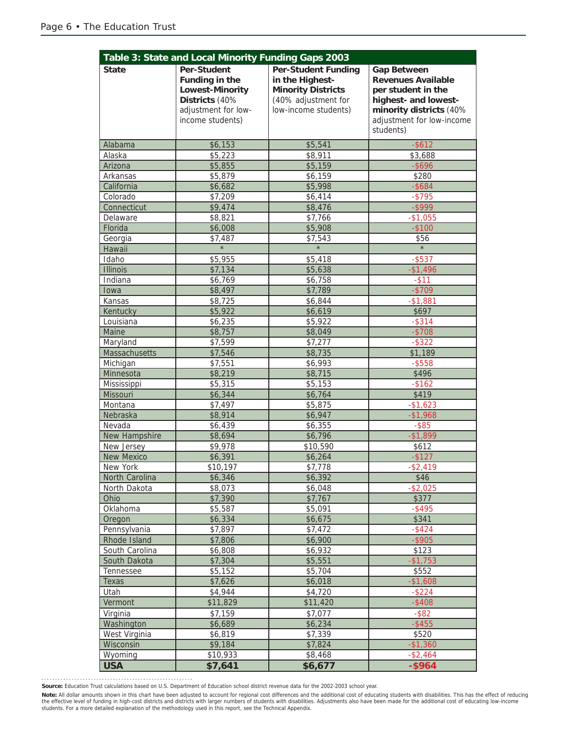**Table 3: State and Local Minority Funding Gaps 2003**

| State | **Per-Student Funding in the Lowest-Minority Districts** (40% adjustment for low-income students) | **Per-Student Funding in the Highest-Minority Districts** (40% adjustment for low-income students) | **Gap Between Revenues Available per student in the highest- and lowest-minority districts** (40% adjustment for low-income students) |
|---|---|---|---|
| Alabama | $6,153 | $5,541 | -$612 |
| Alaska | $5,223 | $8,911 | $3,688 |
| Arizona | $5,855 | $5,159 | -$696 |
| Arkansas | $5,879 | $6,159 | $280 |
| California | $6,682 | $5,998 | -$684 |
| Colorado | $7,209 | $6,414 | -$795 |
| Connecticut | $9,474 | $8,476 | -$999 |
| Delaware | $8,821 | $7,766 | -$1,055 |
| Florida | $6,008 | $5,908 | -$100 |
| Georgia | $7,487 | $7,543 | $56 |
| Hawaii | * | * | * |
| Idaho | $5,955 | $5,418 | -$537 |
| Illinois | $7,134 | $5,638 | -$1,496 |
| Indiana | $6,769 | $6,758 | -$11 |
| Iowa | $8,497 | $7,789 | -$709 |
| Kansas | $8,725 | $6,844 | -$1,881 |
| Kentucky | $5,922 | $6,619 | $697 |
| Louisiana | $6,235 | $5,922 | -$314 |
| Maine | $8,757 | $8,049 | -$708 |
| Maryland | $7,599 | $7,277 | -$322 |
| Massachusetts | $7,546 | $8,735 | $1,189 |
| Michigan | $7,551 | $6,993 | -$558 |
| Minnesota | $8,219 | $8,715 | $496 |
| Mississippi | $5,315 | $5,153 | -$162 |
| Missouri | $6,344 | $6,764 | $419 |
| Montana | $7,497 | $5,875 | -$1,623 |
| Nebraska | $8,914 | $6,947 | -$1,968 |
| Nevada | $6,439 | $6,355 | -$85 |
| New Hampshire | $8,694 | $6,796 | -$1,899 |
| New Jersey | $9,978 | $10,590 | $612 |
| New Mexico | $6,391 | $6,264 | -$127 |
| New York | $10,197 | $7,778 | -$2,419 |
| North Carolina | $6,346 | $6,392 | $46 |
| North Dakota | $8,073 | $6,048 | -$2,025 |
| Ohio | $7,390 | $7,767 | $377 |
| Oklahoma | $5,587 | $5,091 | -$495 |
| Oregon | $6,334 | $6,675 | $341 |
| Pennsylvania | $7,897 | $7,472 | -$424 |
| Rhode Island | $7,806 | $6,900 | -$905 |
| South Carolina | $6,808 | $6,932 | $123 |
| South Dakota | $7,304 | $5,551 | -$1,753 |
| Tennessee | $5,152 | $5,704 | $552 |
| Texas | $7,626 | $6,018 | -$1,608 |
| Utah | $4,944 | $4,720 | -$224 |
| Vermont | $11,829 | $11,420 | -$408 |
| Virginia | $7,159 | $7,077 | -$82 |
| Washington | $6,689 | $6,234 | -$455 |
| West Virginia | $6,819 | $7,339 | $520 |
| Wisconsin | $9,184 | $7,824 | -$1,360 |
| Wyoming | $10,933 | $8,468 | -$2,464 |
| **USA** | **$7,641** | **$6,677** | **-$964** |

**Source:** Education Trust calculations based on U.S. Department of Education school district revenue data for the 2002-2003 school year.

**Note:** All dollar amounts shown in this chart have been adjusted to account for regional cost differences and the additional cost of educating students with disabilities. This has the effect of reducing the effective level of funding in high-cost districts and districts with larger numbers of students with disabilities. Adjustments also have been made for the additional cost of educating low-income students. For a more detailed explanation of the methodology used in this report, see the Technical Appendix.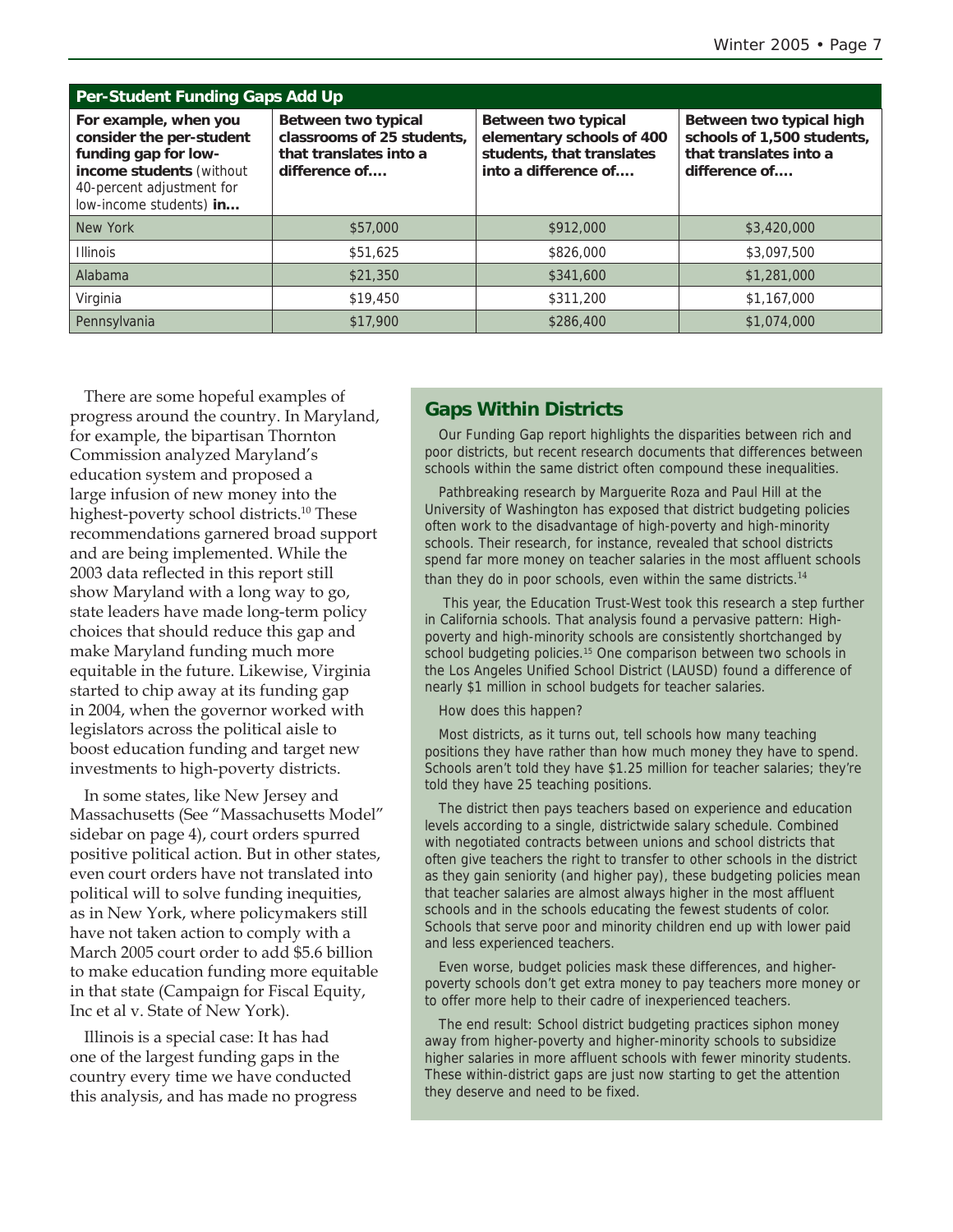**Per-Student Funding Gaps Add Up**

| For example, when you consider the per-student funding gap for low-income students (without 40-percent adjustment for low-income students) **in…** | Between two typical classrooms of 25 students, that translates into a difference of…. | Between two typical elementary schools of 400 students, that translates into a difference of…. | Between two typical high schools of 1,500 students, that translates into a difference of…. |
|---|---|---|---|
| New York | $57,000 | $912,000 | $3,420,000 |
| Illinois | $51,625 | $826,000 | $3,097,500 |
| Alabama | $21,350 | $341,600 | $1,281,000 |
| Virginia | $19,450 | $311,200 | $1,167,000 |
| Pennsylvania | $17,900 | $286,400 | $1,074,000 |

There are some hopeful examples of progress around the country. In Maryland, for example, the bipartisan Thornton Commission analyzed Maryland's education system and proposed a large infusion of new money into the highest-poverty school districts.[10] These recommendations garnered broad support and are being implemented. While the 2003 data reflected in this report still show Maryland with a long way to go, state leaders have made long-term policy choices that should reduce this gap and make Maryland funding much more equitable in the future. Likewise, Virginia started to chip away at its funding gap in 2004, when the governor worked with legislators across the political aisle to boost education funding and target new investments to high-poverty districts.

In some states, like New Jersey and Massachusetts (See "Massachusetts Model" sidebar on page 4), court orders spurred positive political action. But in other states, even court orders have not translated into political will to solve funding inequities, as in New York, where policymakers still have not taken action to comply with a March 2005 court order to add $5.6 billion to make education funding more equitable in that state (Campaign for Fiscal Equity, Inc et al v. State of New York).

Illinois is a special case: It has had one of the largest funding gaps in the country every time we have conducted this analysis, and has made no progress

## Gaps Within Districts

Our Funding Gap report highlights the disparities between rich and poor districts, but recent research documents that differences between schools within the same district often compound these inequalities.

Pathbreaking research by Marguerite Roza and Paul Hill at the University of Washington has exposed that district budgeting policies often work to the disadvantage of high-poverty and high-minority schools. Their research, for instance, revealed that school districts spend far more money on teacher salaries in the most affluent schools than they do in poor schools, even within the same districts.[14]

This year, the Education Trust-West took this research a step further in California schools. That analysis found a pervasive pattern: High-poverty and high-minority schools are consistently shortchanged by school budgeting policies.[15] One comparison between two schools in the Los Angeles Unified School District (LAUSD) found a difference of nearly $1 million in school budgets for teacher salaries.

How does this happen?

Most districts, as it turns out, tell schools how many teaching positions they have rather than how much money they have to spend. Schools aren't told they have $1.25 million for teacher salaries; they're told they have 25 teaching positions.

The district then pays teachers based on experience and education levels according to a single, districtwide salary schedule. Combined with negotiated contracts between unions and school districts that often give teachers the right to transfer to other schools in the district as they gain seniority (and higher pay), these budgeting policies mean that teacher salaries are almost always higher in the most affluent schools and in the schools educating the fewest students of color. Schools that serve poor and minority children end up with lower paid and less experienced teachers.

Even worse, budget policies mask these differences, and higher-poverty schools don't get extra money to pay teachers more money or to offer more help to their cadre of inexperienced teachers.

The end result: School district budgeting practices siphon money away from higher-poverty and higher-minority schools to subsidize higher salaries in more affluent schools with fewer minority students. These within-district gaps are just now starting to get the attention they deserve and need to be fixed.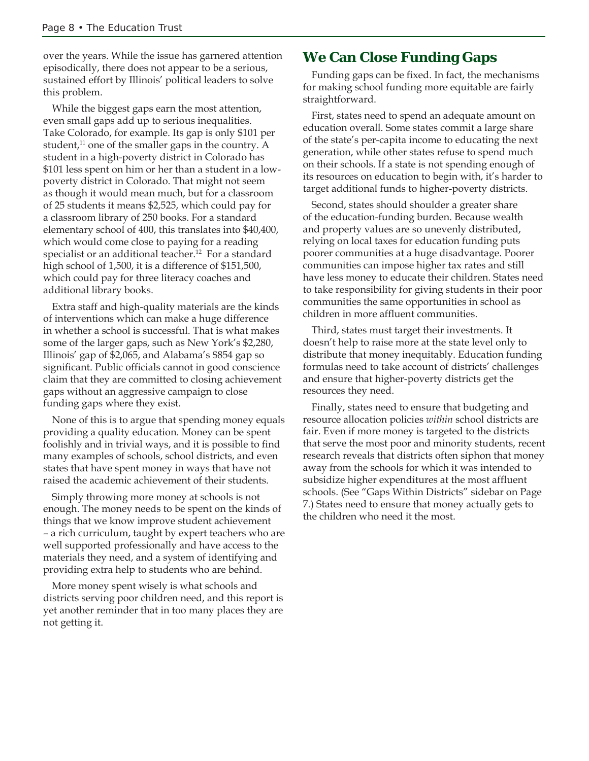over the years. While the issue has garnered attention episodically, there does not appear to be a serious, sustained effort by Illinois' political leaders to solve this problem.

While the biggest gaps earn the most attention, even small gaps add up to serious inequalities. Take Colorado, for example. Its gap is only $101 per student,[11] one of the smaller gaps in the country. A student in a high-poverty district in Colorado has $101 less spent on him or her than a student in a low-poverty district in Colorado. That might not seem as though it would mean much, but for a classroom of 25 students it means $2,525, which could pay for a classroom library of 250 books. For a standard elementary school of 400, this translates into $40,400, which would come close to paying for a reading specialist or an additional teacher.[12] For a standard high school of 1,500, it is a difference of $151,500, which could pay for three literacy coaches and additional library books.

Extra staff and high-quality materials are the kinds of interventions which can make a huge difference in whether a school is successful. That is what makes some of the larger gaps, such as New York's $2,280, Illinois' gap of $2,065, and Alabama's $854 gap so significant. Public officials cannot in good conscience claim that they are committed to closing achievement gaps without an aggressive campaign to close funding gaps where they exist.

None of this is to argue that spending money equals providing a quality education. Money can be spent foolishly and in trivial ways, and it is possible to find many examples of schools, school districts, and even states that have spent money in ways that have not raised the academic achievement of their students.

Simply throwing more money at schools is not enough. The money needs to be spent on the kinds of things that we know improve student achievement – a rich curriculum, taught by expert teachers who are well supported professionally and have access to the materials they need, and a system of identifying and providing extra help to students who are behind.

More money spent wisely is what schools and districts serving poor children need, and this report is yet another reminder that in too many places they are not getting it.

## We Can Close Funding Gaps

Funding gaps can be fixed. In fact, the mechanisms for making school funding more equitable are fairly straightforward.

First, states need to spend an adequate amount on education overall. Some states commit a large share of the state's per-capita income to educating the next generation, while other states refuse to spend much on their schools. If a state is not spending enough of its resources on education to begin with, it's harder to target additional funds to higher-poverty districts.

Second, states should shoulder a greater share of the education-funding burden. Because wealth and property values are so unevenly distributed, relying on local taxes for education funding puts poorer communities at a huge disadvantage. Poorer communities can impose higher tax rates and still have less money to educate their children. States need to take responsibility for giving students in their poor communities the same opportunities in school as children in more affluent communities.

Third, states must target their investments. It doesn't help to raise more at the state level only to distribute that money inequitably. Education funding formulas need to take account of districts' challenges and ensure that higher-poverty districts get the resources they need.

Finally, states need to ensure that budgeting and resource allocation policies *within* school districts are fair. Even if more money is targeted to the districts that serve the most poor and minority students, recent research reveals that districts often siphon that money away from the schools for which it was intended to subsidize higher expenditures at the most affluent schools. (See "Gaps Within Districts" sidebar on Page 7.) States need to ensure that money actually gets to the children who need it the most.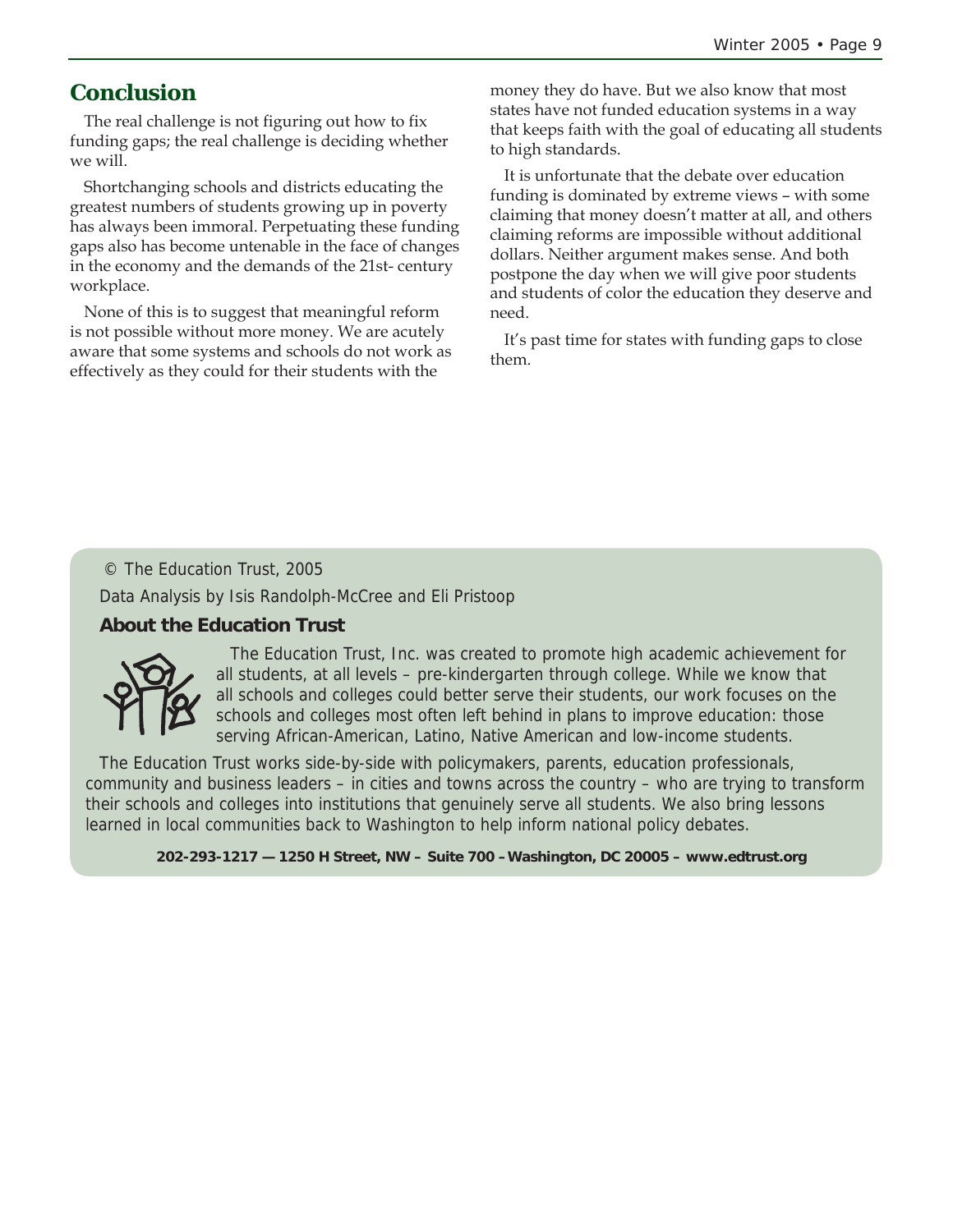## Conclusion

The real challenge is not figuring out how to fix funding gaps; the real challenge is deciding whether we will.

Shortchanging schools and districts educating the greatest numbers of students growing up in poverty has always been immoral. Perpetuating these funding gaps also has become untenable in the face of changes in the economy and the demands of the 21st- century workplace.

None of this is to suggest that meaningful reform is not possible without more money. We are acutely aware that some systems and schools do not work as effectively as they could for their students with the money they do have. But we also know that most states have not funded education systems in a way that keeps faith with the goal of educating all students to high standards.

It is unfortunate that the debate over education funding is dominated by extreme views – with some claiming that money doesn't matter at all, and others claiming reforms are impossible without additional dollars. Neither argument makes sense. And both postpone the day when we will give poor students and students of color the education they deserve and need.

It's past time for states with funding gaps to close them.

© The Education Trust, 2005

Data Analysis by Isis Randolph-McCree and Eli Pristoop

**About the Education Trust**

The Education Trust, Inc. was created to promote high academic achievement for all students, at all levels – pre-kindergarten through college. While we know that all schools and colleges could better serve their students, our work focuses on the schools and colleges most often left behind in plans to improve education: those serving African-American, Latino, Native American and low-income students.

The Education Trust works side-by-side with policymakers, parents, education professionals, community and business leaders – in cities and towns across the country – who are trying to transform their schools and colleges into institutions that genuinely serve all students. We also bring lessons learned in local communities back to Washington to help inform national policy debates.

**202-293-1217 — 1250 H Street, NW – Suite 700 – Washington, DC 20005 – www.edtrust.org**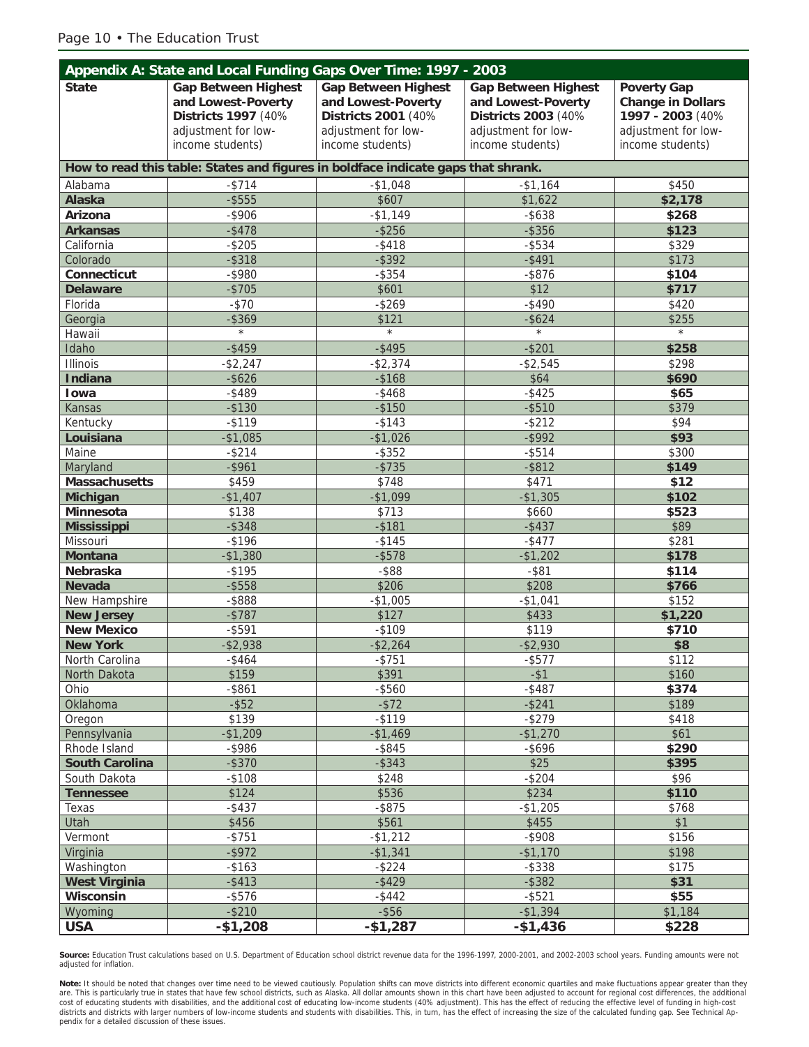## Appendix A: State and Local Funding Gaps Over Time: 1997 - 2003

| State | Gap Between Highest and Lowest-Poverty Districts 1997 (40% adjustment for low-income students) | Gap Between Highest and Lowest-Poverty Districts 2001 (40% adjustment for low-income students) | Gap Between Highest and Lowest-Poverty Districts 2003 (40% adjustment for low-income students) | Poverty Gap Change in Dollars 1997 - 2003 (40% adjustment for low-income students) |
|---|---|---|---|---|
| How to read this table: States and figures in boldface indicate gaps that shrank. | | | | |
| Alabama | -$714 | -$1,048 | -$1,164 | $450 |
| **Alaska** | -$555 | $607 | $1,622 | **$2,178** |
| **Arizona** | -$906 | -$1,149 | -$638 | **$268** |
| **Arkansas** | -$478 | -$256 | -$356 | **$123** |
| California | -$205 | -$418 | -$534 | $329 |
| Colorado | -$318 | -$392 | -$491 | $173 |
| **Connecticut** | -$980 | -$354 | -$876 | **$104** |
| **Delaware** | -$705 | $601 | $12 | **$717** |
| Florida | -$70 | -$269 | -$490 | $420 |
| Georgia | -$369 | $121 | -$624 | $255 |
| Hawaii | * | * | * | * |
| Idaho | -$459 | -$495 | -$201 | **$258** |
| Illinois | -$2,247 | -$2,374 | -$2,545 | $298 |
| **Indiana** | -$626 | -$168 | $64 | **$690** |
| **Iowa** | -$489 | -$468 | -$425 | **$65** |
| Kansas | -$130 | -$150 | -$510 | $379 |
| Kentucky | -$119 | -$143 | -$212 | $94 |
| **Louisiana** | -$1,085 | -$1,026 | -$992 | **$93** |
| Maine | -$214 | -$352 | -$514 | $300 |
| Maryland | -$961 | -$735 | -$812 | **$149** |
| **Massachusetts** | $459 | $748 | $471 | **$12** |
| **Michigan** | -$1,407 | -$1,099 | -$1,305 | **$102** |
| **Minnesota** | $138 | $713 | $660 | **$523** |
| **Mississippi** | -$348 | -$181 | -$437 | $89 |
| Missouri | -$196 | -$145 | -$477 | $281 |
| **Montana** | -$1,380 | -$578 | -$1,202 | **$178** |
| **Nebraska** | -$195 | -$88 | -$81 | **$114** |
| **Nevada** | -$558 | $206 | $208 | **$766** |
| New Hampshire | -$888 | -$1,005 | -$1,041 | $152 |
| **New Jersey** | -$787 | $127 | $433 | **$1,220** |
| **New Mexico** | -$591 | -$109 | $119 | **$710** |
| **New York** | -$2,938 | -$2,264 | -$2,930 | **$8** |
| North Carolina | -$464 | -$751 | -$577 | $112 |
| North Dakota | $159 | $391 | -$1 | $160 |
| Ohio | -$861 | -$560 | -$487 | **$374** |
| Oklahoma | -$52 | -$72 | -$241 | $189 |
| Oregon | $139 | -$119 | -$279 | $418 |
| Pennsylvania | -$1,209 | -$1,469 | -$1,270 | $61 |
| Rhode Island | -$986 | -$845 | -$696 | **$290** |
| **South Carolina** | -$370 | -$343 | $25 | **$395** |
| South Dakota | -$108 | $248 | -$204 | $96 |
| **Tennessee** | $124 | $536 | $234 | **$110** |
| Texas | -$437 | -$875 | -$1,205 | $768 |
| Utah | $456 | $561 | $455 | $1 |
| Vermont | -$751 | -$1,212 | -$908 | $156 |
| Virginia | -$972 | -$1,341 | -$1,170 | $198 |
| Washington | -$163 | -$224 | -$338 | $175 |
| **West Virginia** | -$413 | -$429 | -$382 | **$31** |
| **Wisconsin** | -$576 | -$442 | -$521 | **$55** |
| Wyoming | -$210 | -$56 | -$1,394 | $1,184 |
| **USA** | **-$1,208** | **-$1,287** | **-$1,436** | **$228** |

**Source:** Education Trust calculations based on U.S. Department of Education school district revenue data for the 1996-1997, 2000-2001, and 2002-2003 school years. Funding amounts were not adjusted for inflation.

**Note:** It should be noted that changes over time need to be viewed cautiously. Population shifts can move districts into different economic quartiles and make fluctuations appear greater than they are. This is particularly true in states that have few school districts, such as Alaska. All dollar amounts shown in this chart have been adjusted to account for regional cost differences, the additional cost of educating students with disabilities, and the additional cost of educating low-income students (40% adjustment). This has the effect of reducing the effective level of funding in high-cost districts and districts with larger numbers of low-income students and students with disabilities. This, in turn, has the effect of increasing the size of the calculated funding gap. See Technical Appendix for a detailed discussion of these issues.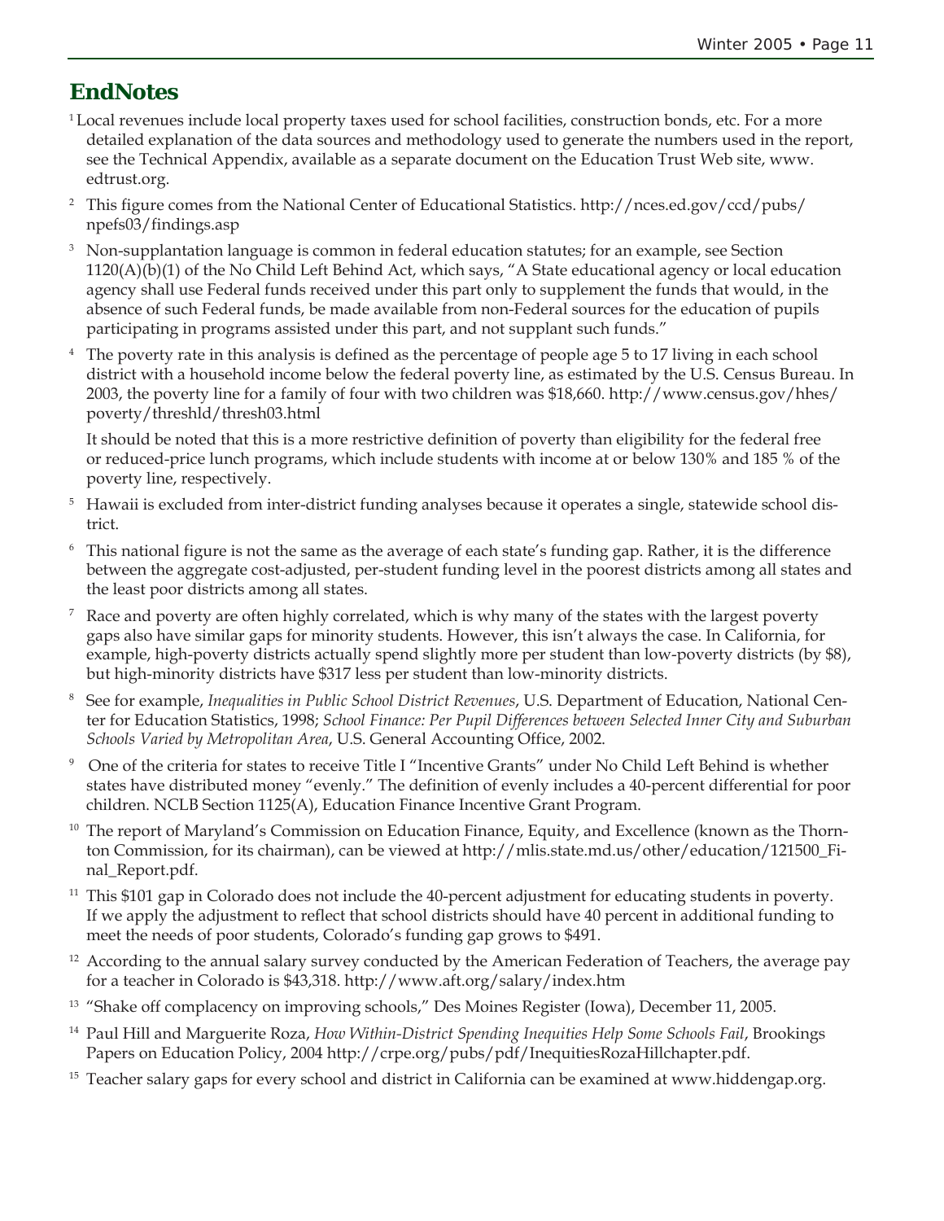## EndNotes

[1] Local revenues include local property taxes used for school facilities, construction bonds, etc. For a more detailed explanation of the data sources and methodology used to generate the numbers used in the report, see the Technical Appendix, available as a separate document on the Education Trust Web site, www.edtrust.org.

[2] This figure comes from the National Center of Educational Statistics. http://nces.ed.gov/ccd/pubs/npefs03/findings.asp

[3] Non-supplantation language is common in federal education statutes; for an example, see Section 1120(A)(b)(1) of the No Child Left Behind Act, which says, "A State educational agency or local education agency shall use Federal funds received under this part only to supplement the funds that would, in the absence of such Federal funds, be made available from non-Federal sources for the education of pupils participating in programs assisted under this part, and not supplant such funds."

[4] The poverty rate in this analysis is defined as the percentage of people age 5 to 17 living in each school district with a household income below the federal poverty line, as estimated by the U.S. Census Bureau. In 2003, the poverty line for a family of four with two children was $18,660. http://www.census.gov/hhes/poverty/threshld/thresh03.html

It should be noted that this is a more restrictive definition of poverty than eligibility for the federal free or reduced-price lunch programs, which include students with income at or below 130% and 185 % of the poverty line, respectively.

[5] Hawaii is excluded from inter-district funding analyses because it operates a single, statewide school district.

[6] This national figure is not the same as the average of each state's funding gap. Rather, it is the difference between the aggregate cost-adjusted, per-student funding level in the poorest districts among all states and the least poor districts among all states.

[7] Race and poverty are often highly correlated, which is why many of the states with the largest poverty gaps also have similar gaps for minority students. However, this isn't always the case. In California, for example, high-poverty districts actually spend slightly more per student than low-poverty districts (by $8), but high-minority districts have $317 less per student than low-minority districts.

[8] See for example, *Inequalities in Public School District Revenues*, U.S. Department of Education, National Center for Education Statistics, 1998; *School Finance: Per Pupil Differences between Selected Inner City and Suburban Schools Varied by Metropolitan Area*, U.S. General Accounting Office, 2002.

[9] One of the criteria for states to receive Title I "Incentive Grants" under No Child Left Behind is whether states have distributed money "evenly." The definition of evenly includes a 40-percent differential for poor children. NCLB Section 1125(A), Education Finance Incentive Grant Program.

[10] The report of Maryland's Commission on Education Finance, Equity, and Excellence (known as the Thornton Commission, for its chairman), can be viewed at http://mlis.state.md.us/other/education/121500_Final_Report.pdf.

[11] This $101 gap in Colorado does not include the 40-percent adjustment for educating students in poverty. If we apply the adjustment to reflect that school districts should have 40 percent in additional funding to meet the needs of poor students, Colorado's funding gap grows to $491.

[12] According to the annual salary survey conducted by the American Federation of Teachers, the average pay for a teacher in Colorado is $43,318. http://www.aft.org/salary/index.htm

[13] "Shake off complacency on improving schools," Des Moines Register (Iowa), December 11, 2005.

[14] Paul Hill and Marguerite Roza, *How Within-District Spending Inequities Help Some Schools Fail*, Brookings Papers on Education Policy, 2004 http://crpe.org/pubs/pdf/InequitiesRozaHillchapter.pdf.

[15] Teacher salary gaps for every school and district in California can be examined at www.hiddengap.org.